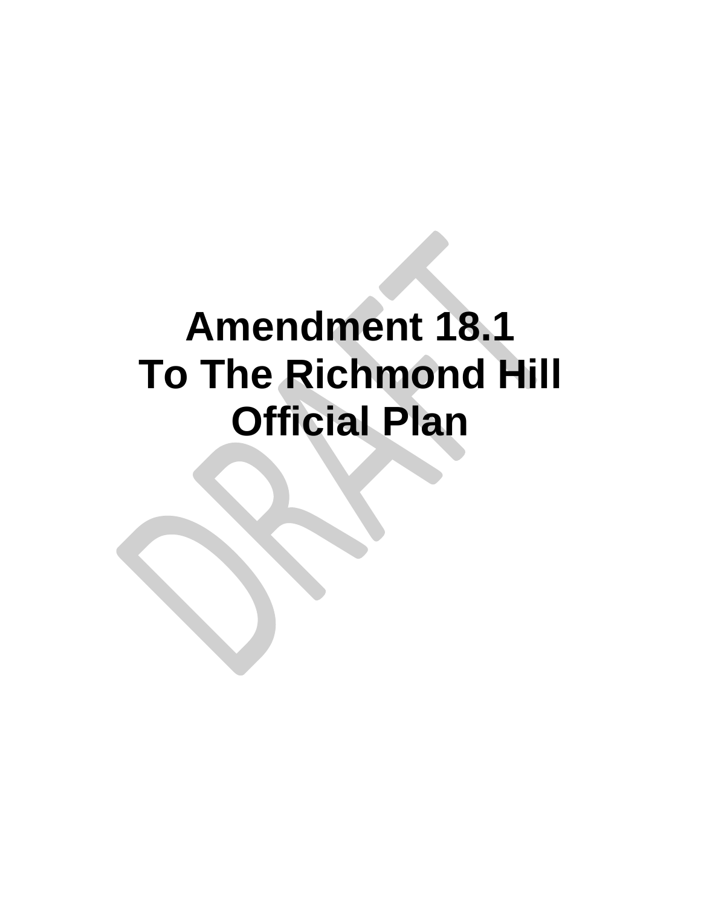# Amendment 18.1
# To The Richmond Hill
# Official Plan

DRAFT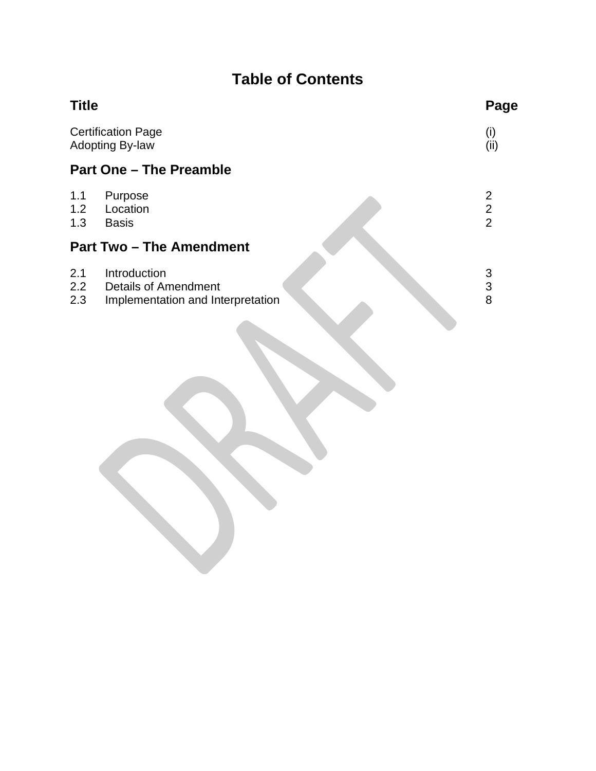# Table of Contents

| Title | Page |
|---|---|
| Certification Page | (i) |
| Adopting By-law | (ii) |

## Part One – The Preamble

| | | |
|---|---|---|
| 1.1 | Purpose | 2 |
| 1.2 | Location | 2 |
| 1.3 | Basis | 2 |

## Part Two – The Amendment

| | | |
|---|---|---|
| 2.1 | Introduction | 3 |
| 2.2 | Details of Amendment | 3 |
| 2.3 | Implementation and Interpretation | 8 |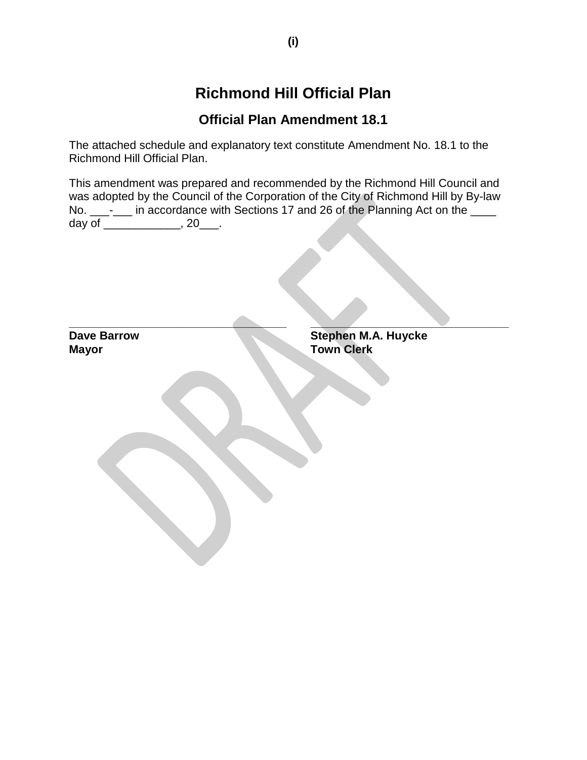# Richmond Hill Official Plan

## Official Plan Amendment 18.1

The attached schedule and explanatory text constitute Amendment No. 18.1 to the Richmond Hill Official Plan.

This amendment was prepared and recommended by the Richmond Hill Council and was adopted by the Council of the Corporation of the City of Richmond Hill by By-law No. ___-___ in accordance with Sections 17 and 26 of the Planning Act on the ____ day of ____________, 20___.

| ___________________________________ | ___________________________________ |
|---|---|
| **Dave Barrow** | **Stephen M.A. Huycke** |
| **Mayor** | **Town Clerk** |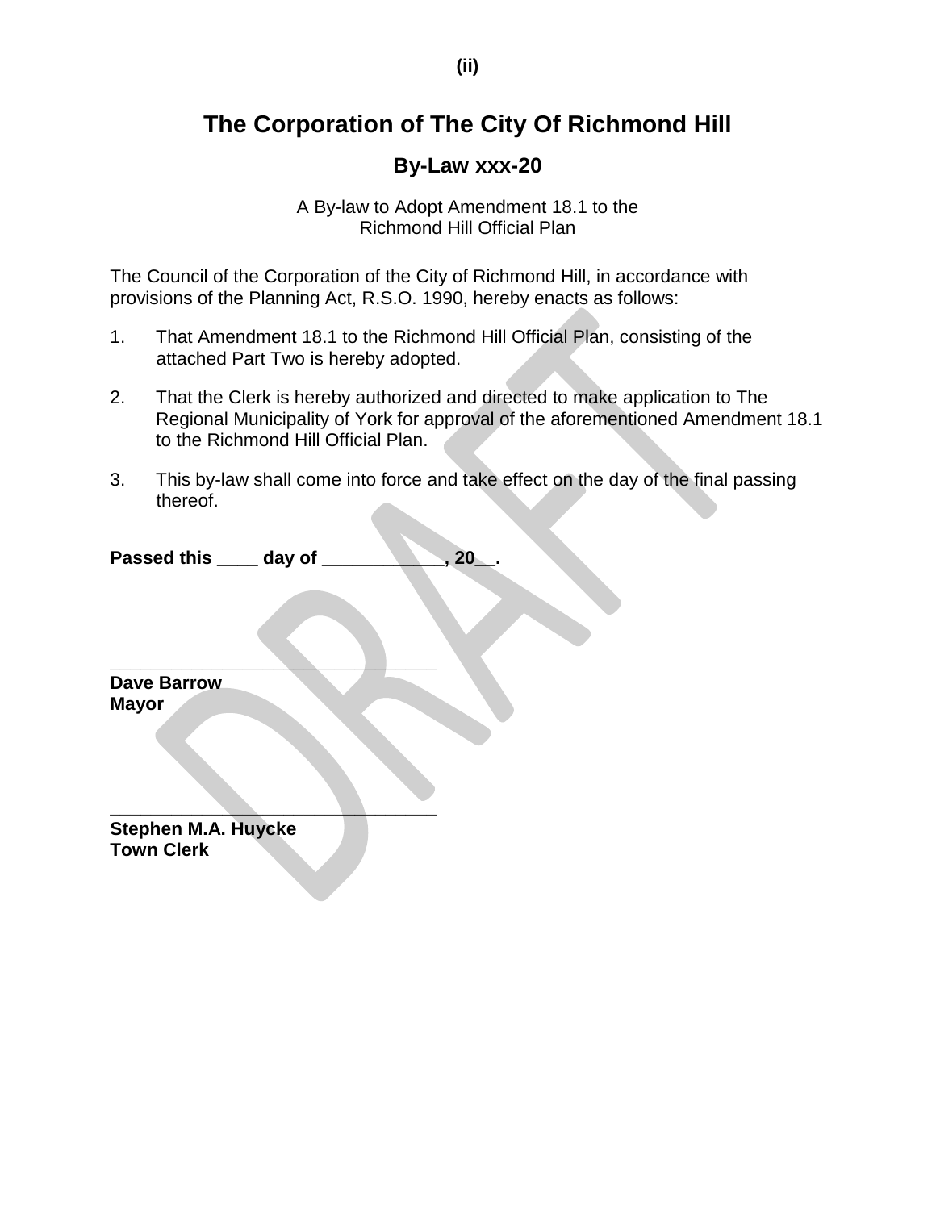# The Corporation of The City Of Richmond Hill

## By-Law xxx-20

A By-law to Adopt Amendment 18.1 to the Richmond Hill Official Plan

The Council of the Corporation of the City of Richmond Hill, in accordance with provisions of the Planning Act, R.S.O. 1990, hereby enacts as follows:

1. That Amendment 18.1 to the Richmond Hill Official Plan, consisting of the attached Part Two is hereby adopted.
2. That the Clerk is hereby authorized and directed to make application to The Regional Municipality of York for approval of the aforementioned Amendment 18.1 to the Richmond Hill Official Plan.
3. This by-law shall come into force and take effect on the day of the final passing thereof.

**Passed this ____ day of ___________, 20__.**

___________________________________

**Dave Barrow**
**Mayor**

___________________________________

**Stephen M.A. Huycke**
**Town Clerk**

DRAFT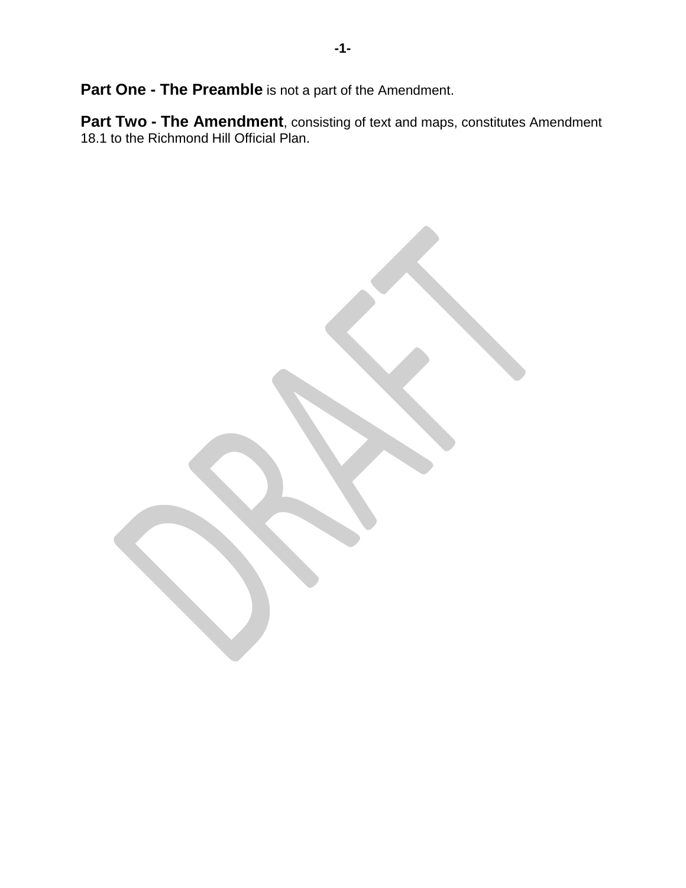**Part One - The Preamble** is not a part of the Amendment.

**Part Two - The Amendment**, consisting of text and maps, constitutes Amendment 18.1 to the Richmond Hill Official Plan.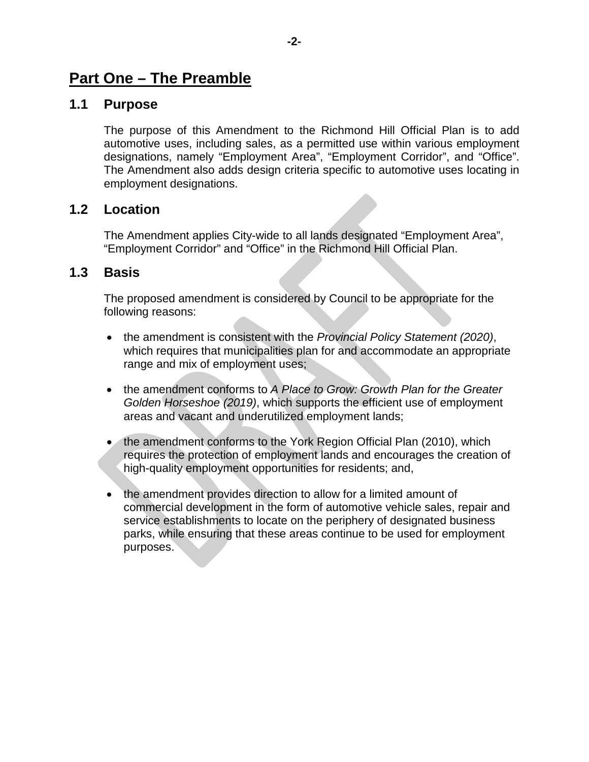## Part One – The Preamble

### 1.1 Purpose

The purpose of this Amendment to the Richmond Hill Official Plan is to add automotive uses, including sales, as a permitted use within various employment designations, namely "Employment Area", "Employment Corridor", and "Office". The Amendment also adds design criteria specific to automotive uses locating in employment designations.

### 1.2 Location

The Amendment applies City-wide to all lands designated "Employment Area", "Employment Corridor" and "Office" in the Richmond Hill Official Plan.

### 1.3 Basis

The proposed amendment is considered by Council to be appropriate for the following reasons:

- the amendment is consistent with the *Provincial Policy Statement (2020)*, which requires that municipalities plan for and accommodate an appropriate range and mix of employment uses;
- the amendment conforms to *A Place to Grow: Growth Plan for the Greater Golden Horseshoe (2019)*, which supports the efficient use of employment areas and vacant and underutilized employment lands;
- the amendment conforms to the York Region Official Plan (2010), which requires the protection of employment lands and encourages the creation of high-quality employment opportunities for residents; and,
- the amendment provides direction to allow for a limited amount of commercial development in the form of automotive vehicle sales, repair and service establishments to locate on the periphery of designated business parks, while ensuring that these areas continue to be used for employment purposes.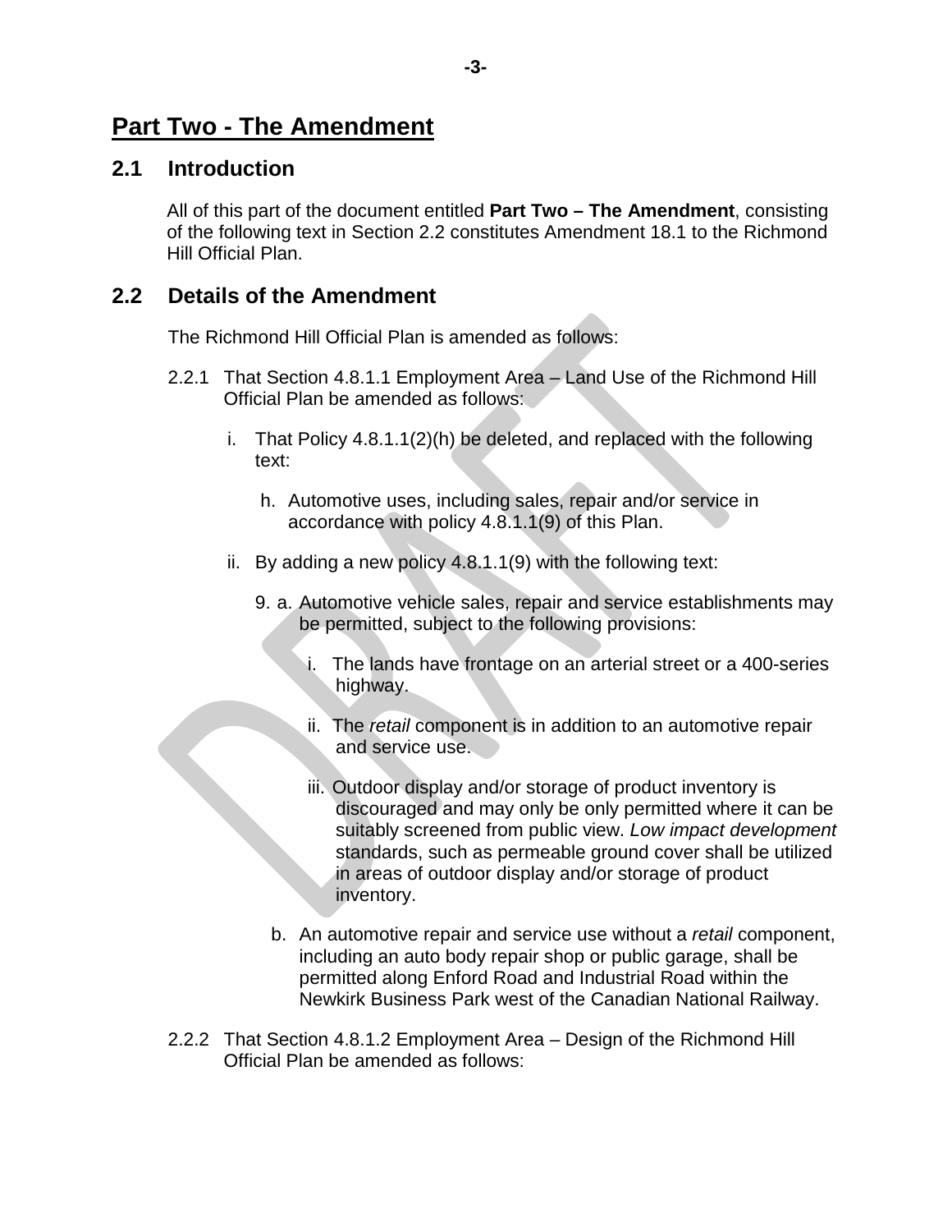## Part Two - The Amendment

### 2.1 Introduction

All of this part of the document entitled **Part Two – The Amendment**, consisting of the following text in Section 2.2 constitutes Amendment 18.1 to the Richmond Hill Official Plan.

### 2.2 Details of the Amendment

The Richmond Hill Official Plan is amended as follows:

2.2.1 That Section 4.8.1.1 Employment Area – Land Use of the Richmond Hill Official Plan be amended as follows:

i. That Policy 4.8.1.1(2)(h) be deleted, and replaced with the following text:

   h. Automotive uses, including sales, repair and/or service in accordance with policy 4.8.1.1(9) of this Plan.

ii. By adding a new policy 4.8.1.1(9) with the following text:

   9. a. Automotive vehicle sales, repair and service establishments may be permitted, subject to the following provisions:

      i. The lands have frontage on an arterial street or a 400-series highway.

      ii. The *retail* component is in addition to an automotive repair and service use.

      iii. Outdoor display and/or storage of product inventory is discouraged and may only be only permitted where it can be suitably screened from public view. *Low impact development* standards, such as permeable ground cover shall be utilized in areas of outdoor display and/or storage of product inventory.

   b. An automotive repair and service use without a *retail* component, including an auto body repair shop or public garage, shall be permitted along Enford Road and Industrial Road within the Newkirk Business Park west of the Canadian National Railway.

2.2.2 That Section 4.8.1.2 Employment Area – Design of the Richmond Hill Official Plan be amended as follows: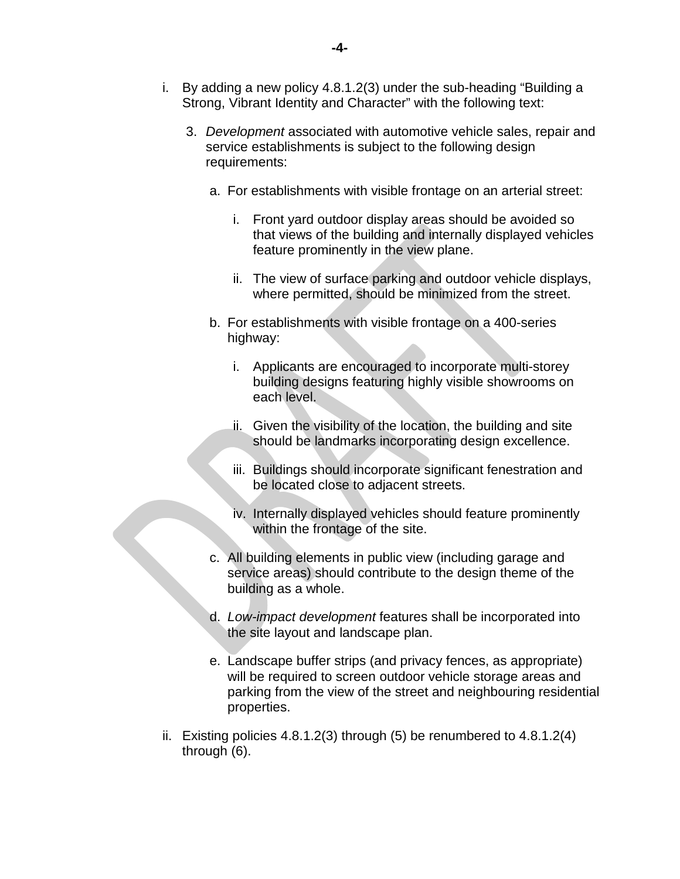i. By adding a new policy 4.8.1.2(3) under the sub-heading "Building a Strong, Vibrant Identity and Character" with the following text:

   3. *Development* associated with automotive vehicle sales, repair and service establishments is subject to the following design requirements:

      a. For establishments with visible frontage on an arterial street:

         i. Front yard outdoor display areas should be avoided so that views of the building and internally displayed vehicles feature prominently in the view plane.

         ii. The view of surface parking and outdoor vehicle displays, where permitted, should be minimized from the street.

      b. For establishments with visible frontage on a 400-series highway:

         i. Applicants are encouraged to incorporate multi-storey building designs featuring highly visible showrooms on each level.

         ii. Given the visibility of the location, the building and site should be landmarks incorporating design excellence.

         iii. Buildings should incorporate significant fenestration and be located close to adjacent streets.

         iv. Internally displayed vehicles should feature prominently within the frontage of the site.

      c. All building elements in public view (including garage and service areas) should contribute to the design theme of the building as a whole.

      d. *Low-impact development* features shall be incorporated into the site layout and landscape plan.

      e. Landscape buffer strips (and privacy fences, as appropriate) will be required to screen outdoor vehicle storage areas and parking from the view of the street and neighbouring residential properties.

ii. Existing policies 4.8.1.2(3) through (5) be renumbered to 4.8.1.2(4) through (6).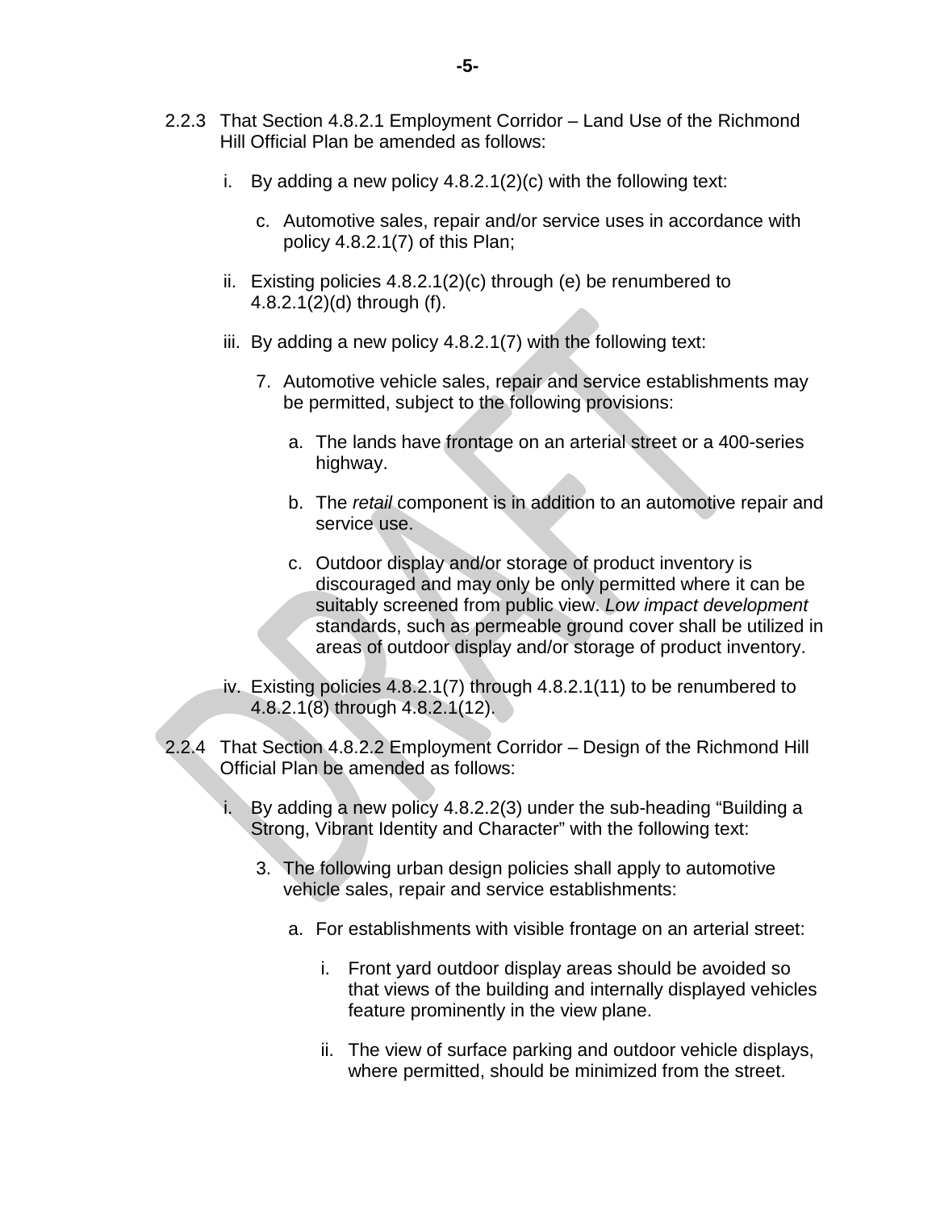2.2.3 That Section 4.8.2.1 Employment Corridor – Land Use of the Richmond Hill Official Plan be amended as follows:

i. By adding a new policy 4.8.2.1(2)(c) with the following text:

   c. Automotive sales, repair and/or service uses in accordance with policy 4.8.2.1(7) of this Plan;

ii. Existing policies 4.8.2.1(2)(c) through (e) be renumbered to 4.8.2.1(2)(d) through (f).

iii. By adding a new policy 4.8.2.1(7) with the following text:

   7. Automotive vehicle sales, repair and service establishments may be permitted, subject to the following provisions:

      a. The lands have frontage on an arterial street or a 400-series highway.

      b. The *retail* component is in addition to an automotive repair and service use.

      c. Outdoor display and/or storage of product inventory is discouraged and may only be only permitted where it can be suitably screened from public view. *Low impact development* standards, such as permeable ground cover shall be utilized in areas of outdoor display and/or storage of product inventory.

iv. Existing policies 4.8.2.1(7) through 4.8.2.1(11) to be renumbered to 4.8.2.1(8) through 4.8.2.1(12).

2.2.4 That Section 4.8.2.2 Employment Corridor – Design of the Richmond Hill Official Plan be amended as follows:

i. By adding a new policy 4.8.2.2(3) under the sub-heading "Building a Strong, Vibrant Identity and Character" with the following text:

   3. The following urban design policies shall apply to automotive vehicle sales, repair and service establishments:

      a. For establishments with visible frontage on an arterial street:

         i. Front yard outdoor display areas should be avoided so that views of the building and internally displayed vehicles feature prominently in the view plane.

         ii. The view of surface parking and outdoor vehicle displays, where permitted, should be minimized from the street.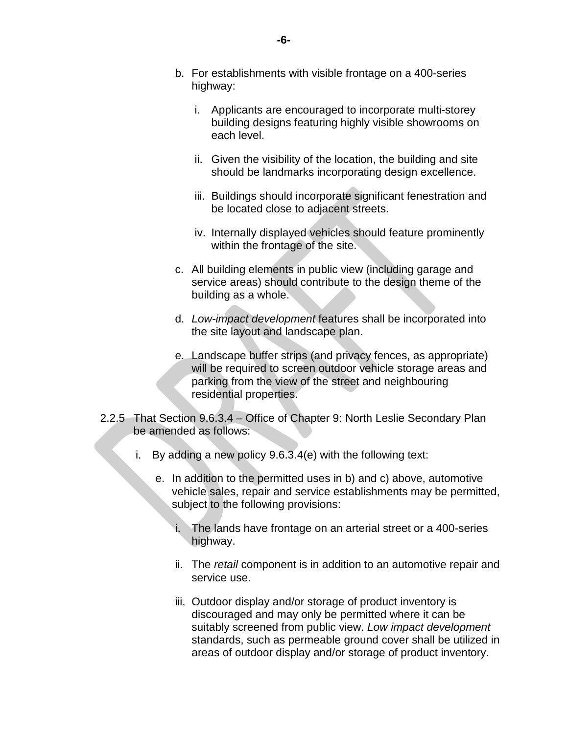b. For establishments with visible frontage on a 400-series highway:

    i. Applicants are encouraged to incorporate multi-storey building designs featuring highly visible showrooms on each level.

    ii. Given the visibility of the location, the building and site should be landmarks incorporating design excellence.

    iii. Buildings should incorporate significant fenestration and be located close to adjacent streets.

    iv. Internally displayed vehicles should feature prominently within the frontage of the site.

c. All building elements in public view (including garage and service areas) should contribute to the design theme of the building as a whole.

d. *Low-impact development* features shall be incorporated into the site layout and landscape plan.

e. Landscape buffer strips (and privacy fences, as appropriate) will be required to screen outdoor vehicle storage areas and parking from the view of the street and neighbouring residential properties.

2.2.5 That Section 9.6.3.4 – Office of Chapter 9: North Leslie Secondary Plan be amended as follows:

i. By adding a new policy 9.6.3.4(e) with the following text:

    e. In addition to the permitted uses in b) and c) above, automotive vehicle sales, repair and service establishments may be permitted, subject to the following provisions:

        i. The lands have frontage on an arterial street or a 400-series highway.

        ii. The *retail* component is in addition to an automotive repair and service use.

        iii. Outdoor display and/or storage of product inventory is discouraged and may only be permitted where it can be suitably screened from public view. *Low impact development* standards, such as permeable ground cover shall be utilized in areas of outdoor display and/or storage of product inventory.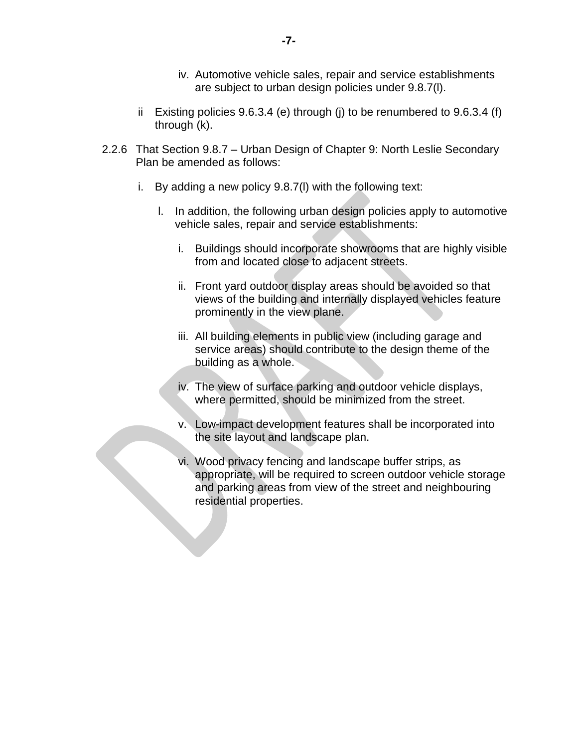iv. Automotive vehicle sales, repair and service establishments are subject to urban design policies under 9.8.7(l).

ii Existing policies 9.6.3.4 (e) through (j) to be renumbered to 9.6.3.4 (f) through (k).

2.2.6 That Section 9.8.7 – Urban Design of Chapter 9: North Leslie Secondary Plan be amended as follows:

i. By adding a new policy 9.8.7(l) with the following text:

l. In addition, the following urban design policies apply to automotive vehicle sales, repair and service establishments:

i. Buildings should incorporate showrooms that are highly visible from and located close to adjacent streets.

ii. Front yard outdoor display areas should be avoided so that views of the building and internally displayed vehicles feature prominently in the view plane.

iii. All building elements in public view (including garage and service areas) should contribute to the design theme of the building as a whole.

iv. The view of surface parking and outdoor vehicle displays, where permitted, should be minimized from the street.

v. Low-impact development features shall be incorporated into the site layout and landscape plan.

vi. Wood privacy fencing and landscape buffer strips, as appropriate, will be required to screen outdoor vehicle storage and parking areas from view of the street and neighbouring residential properties.